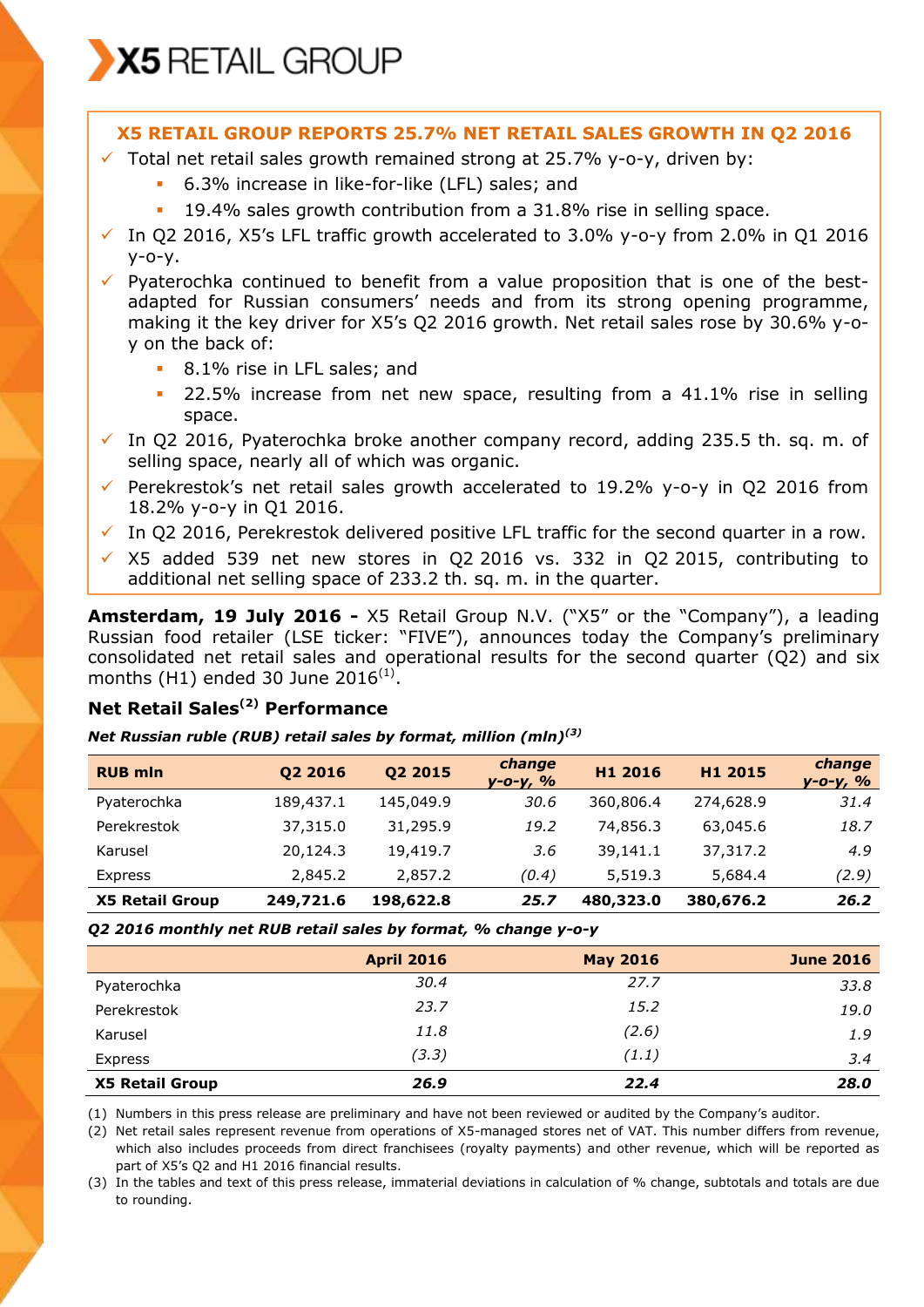X5 RETAIL GROUP

## X5 RETAIL GROUP REPORTS 25.7% NET RETAIL SALES GROWTH IN Q2 2016

- ✓ Total net retail sales growth remained strong at 25.7% y-o-y, driven by:
  - 6.3% increase in like-for-like (LFL) sales; and
  - 19.4% sales growth contribution from a 31.8% rise in selling space.
- ✓ In Q2 2016, X5's LFL traffic growth accelerated to 3.0% y-o-y from 2.0% in Q1 2016 y-o-y.
- ✓ Pyaterochka continued to benefit from a value proposition that is one of the best-adapted for Russian consumers' needs and from its strong opening programme, making it the key driver for X5's Q2 2016 growth. Net retail sales rose by 30.6% y-o-y on the back of:
  - 8.1% rise in LFL sales; and
  - 22.5% increase from net new space, resulting from a 41.1% rise in selling space.
- ✓ In Q2 2016, Pyaterochka broke another company record, adding 235.5 th. sq. m. of selling space, nearly all of which was organic.
- ✓ Perekrestok's net retail sales growth accelerated to 19.2% y-o-y in Q2 2016 from 18.2% y-o-y in Q1 2016.
- ✓ In Q2 2016, Perekrestok delivered positive LFL traffic for the second quarter in a row.
- ✓ X5 added 539 net new stores in Q2 2016 vs. 332 in Q2 2015, contributing to additional net selling space of 233.2 th. sq. m. in the quarter.

**Amsterdam, 19 July 2016 -** X5 Retail Group N.V. ("X5" or the "Company"), a leading Russian food retailer (LSE ticker: "FIVE"), announces today the Company's preliminary consolidated net retail sales and operational results for the second quarter (Q2) and six months (H1) ended 30 June 2016[1].

### Net Retail Sales[2] Performance

***Net Russian ruble (RUB) retail sales by format, million (mln)[3]***

| RUB mln | Q2 2016 | Q2 2015 | *change y-o-y, %* | H1 2016 | H1 2015 | *change y-o-y, %* |
|---|---|---|---|---|---|---|
| Pyaterochka | 189,437.1 | 145,049.9 | *30.6* | 360,806.4 | 274,628.9 | *31.4* |
| Perekrestok | 37,315.0 | 31,295.9 | *19.2* | 74,856.3 | 63,045.6 | *18.7* |
| Karusel | 20,124.3 | 19,419.7 | *3.6* | 39,141.1 | 37,317.2 | *4.9* |
| Express | 2,845.2 | 2,857.2 | *(0.4)* | 5,519.3 | 5,684.4 | *(2.9)* |
| **X5 Retail Group** | **249,721.6** | **198,622.8** | ***25.7*** | **480,323.0** | **380,676.2** | ***26.2*** |

***Q2 2016 monthly net RUB retail sales by format, % change y-o-y***

| | April 2016 | May 2016 | June 2016 |
|---|---|---|---|
| Pyaterochka | *30.4* | *27.7* | *33.8* |
| Perekrestok | *23.7* | *15.2* | *19.0* |
| Karusel | *11.8* | *(2.6)* | *1.9* |
| Express | *(3.3)* | *(1.1)* | *3.4* |
| **X5 Retail Group** | ***26.9*** | ***22.4*** | ***28.0*** |

(1) Numbers in this press release are preliminary and have not been reviewed or audited by the Company's auditor.

(2) Net retail sales represent revenue from operations of X5-managed stores net of VAT. This number differs from revenue, which also includes proceeds from direct franchisees (royalty payments) and other revenue, which will be reported as part of X5's Q2 and H1 2016 financial results.

(3) In the tables and text of this press release, immaterial deviations in calculation of % change, subtotals and totals are due to rounding.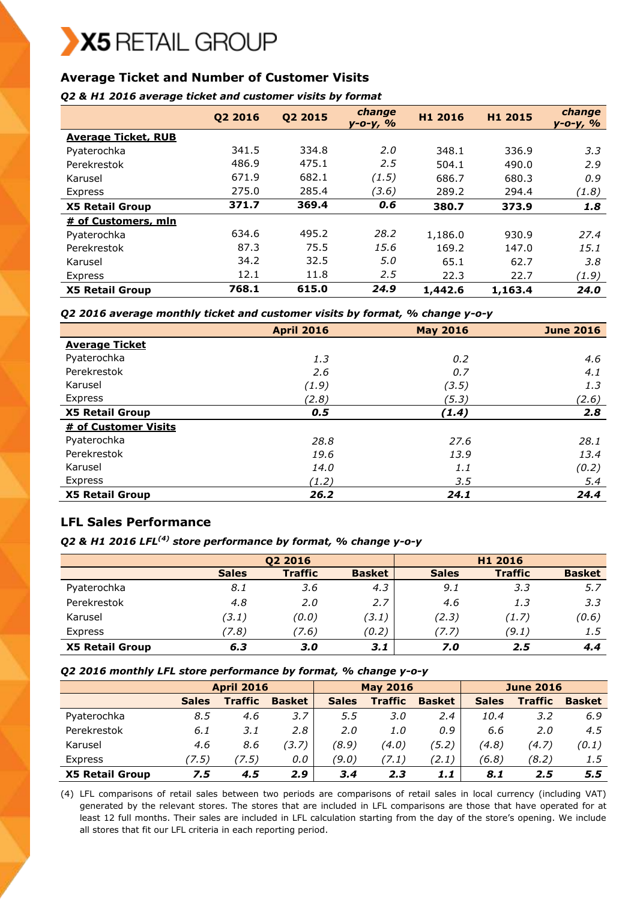## Average Ticket and Number of Customer Visits

***Q2 & H1 2016 average ticket and customer visits by format***

| | Q2 2016 | Q2 2015 | *change y-o-y, %* | H1 2016 | H1 2015 | *change y-o-y, %* |
|---|---|---|---|---|---|---|
| **Average Ticket, RUB** | | | | | | |
| Pyaterochka | 341.5 | 334.8 | *2.0* | 348.1 | 336.9 | *3.3* |
| Perekrestok | 486.9 | 475.1 | *2.5* | 504.1 | 490.0 | *2.9* |
| Karusel | 671.9 | 682.1 | *(1.5)* | 686.7 | 680.3 | *0.9* |
| Express | 275.0 | 285.4 | *(3.6)* | 289.2 | 294.4 | *(1.8)* |
| **X5 Retail Group** | **371.7** | **369.4** | ***0.6*** | **380.7** | **373.9** | ***1.8*** |
| **# of Customers, mln** | | | | | | |
| Pyaterochka | 634.6 | 495.2 | *28.2* | 1,186.0 | 930.9 | *27.4* |
| Perekrestok | 87.3 | 75.5 | *15.6* | 169.2 | 147.0 | *15.1* |
| Karusel | 34.2 | 32.5 | *5.0* | 65.1 | 62.7 | *3.8* |
| Express | 12.1 | 11.8 | *2.5* | 22.3 | 22.7 | *(1.9)* |
| **X5 Retail Group** | **768.1** | **615.0** | ***24.9*** | **1,442.6** | **1,163.4** | ***24.0*** |

***Q2 2016 average monthly ticket and customer visits by format, % change y-o-y***

| | April 2016 | May 2016 | June 2016 |
|---|---|---|---|
| **Average Ticket** | | | |
| Pyaterochka | *1.3* | *0.2* | *4.6* |
| Perekrestok | *2.6* | *0.7* | *4.1* |
| Karusel | *(1.9)* | *(3.5)* | *1.3* |
| Express | *(2.8)* | *(5.3)* | *(2.6)* |
| **X5 Retail Group** | ***0.5*** | ***(1.4)*** | ***2.8*** |
| **# of Customer Visits** | | | |
| Pyaterochka | *28.8* | *27.6* | *28.1* |
| Perekrestok | *19.6* | *13.9* | *13.4* |
| Karusel | *14.0* | *1.1* | *(0.2)* |
| Express | *(1.2)* | *3.5* | *5.4* |
| **X5 Retail Group** | ***26.2*** | ***24.1*** | ***24.4*** |

## LFL Sales Performance

***Q2 & H1 2016 LFL[(4)] store performance by format, % change y-o-y***

| | Q2 2016 | | | H1 2016 | | |
|---|---|---|---|---|---|---|
| | Sales | Traffic | Basket | Sales | Traffic | Basket |
| Pyaterochka | *8.1* | *3.6* | *4.3* | *9.1* | *3.3* | *5.7* |
| Perekrestok | *4.8* | *2.0* | *2.7* | *4.6* | *1.3* | *3.3* |
| Karusel | *(3.1)* | *(0.0)* | *(3.1)* | *(2.3)* | *(1.7)* | *(0.6)* |
| Express | *(7.8)* | *(7.6)* | *(0.2)* | *(7.7)* | *(9.1)* | *1.5* |
| **X5 Retail Group** | ***6.3*** | ***3.0*** | ***3.1*** | ***7.0*** | ***2.5*** | ***4.4*** |

***Q2 2016 monthly LFL store performance by format, % change y-o-y***

| | April 2016 | | | May 2016 | | | June 2016 | | |
|---|---|---|---|---|---|---|---|---|---|
| | Sales | Traffic | Basket | Sales | Traffic | Basket | Sales | Traffic | Basket |
| Pyaterochka | *8.5* | *4.6* | *3.7* | *5.5* | *3.0* | *2.4* | *10.4* | *3.2* | *6.9* |
| Perekrestok | *6.1* | *3.1* | *2.8* | *2.0* | *1.0* | *0.9* | *6.6* | *2.0* | *4.5* |
| Karusel | *4.6* | *8.6* | *(3.7)* | *(8.9)* | *(4.0)* | *(5.2)* | *(4.8)* | *(4.7)* | *(0.1)* |
| Express | *(7.5)* | *(7.5)* | *0.0* | *(9.0)* | *(7.1)* | *(2.1)* | *(6.8)* | *(8.2)* | *1.5* |
| **X5 Retail Group** | ***7.5*** | ***4.5*** | ***2.9*** | ***3.4*** | ***2.3*** | ***1.1*** | ***8.1*** | ***2.5*** | ***5.5*** |

(4) LFL comparisons of retail sales between two periods are comparisons of retail sales in local currency (including VAT) generated by the relevant stores. The stores that are included in LFL comparisons are those that have operated for at least 12 full months. Their sales are included in LFL calculation starting from the day of the store's opening. We include all stores that fit our LFL criteria in each reporting period.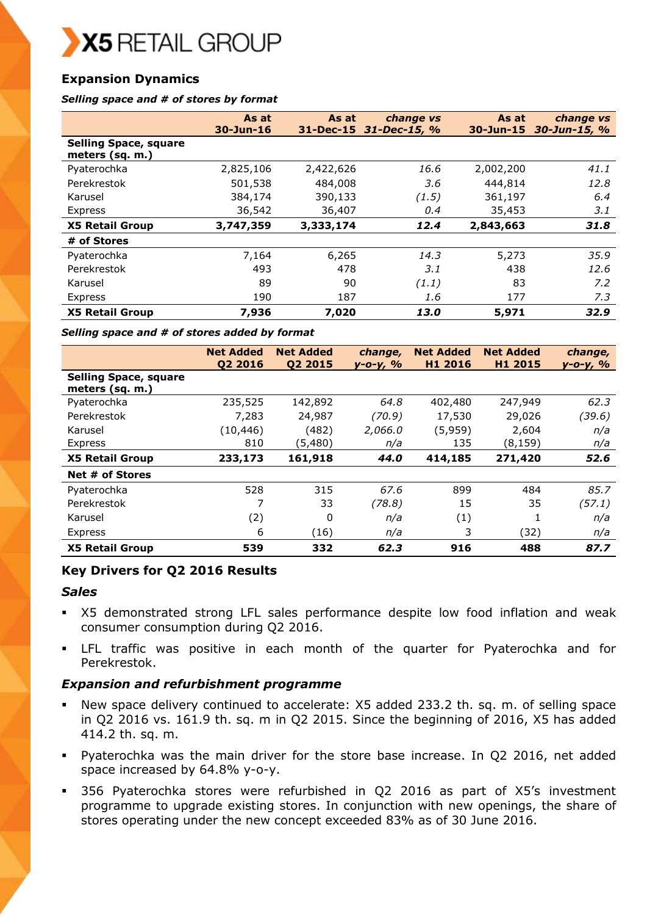## Expansion Dynamics

***Selling space and # of stores by format***

| | As at 30-Jun-16 | As at 31-Dec-15 | *change vs 31-Dec-15, %* | As at 30-Jun-15 | *change vs 30-Jun-15, %* |
|---|---|---|---|---|---|
| **Selling Space, square meters (sq. m.)** | | | | | |
| Pyaterochka | 2,825,106 | 2,422,626 | *16.6* | 2,002,200 | *41.1* |
| Perekrestok | 501,538 | 484,008 | *3.6* | 444,814 | *12.8* |
| Karusel | 384,174 | 390,133 | *(1.5)* | 361,197 | *6.4* |
| Express | 36,542 | 36,407 | *0.4* | 35,453 | *3.1* |
| **X5 Retail Group** | **3,747,359** | **3,333,174** | ***12.4*** | **2,843,663** | ***31.8*** |
| **# of Stores** | | | | | |
| Pyaterochka | 7,164 | 6,265 | *14.3* | 5,273 | *35.9* |
| Perekrestok | 493 | 478 | *3.1* | 438 | *12.6* |
| Karusel | 89 | 90 | *(1.1)* | 83 | *7.2* |
| Express | 190 | 187 | *1.6* | 177 | *7.3* |
| **X5 Retail Group** | **7,936** | **7,020** | ***13.0*** | **5,971** | ***32.9*** |

***Selling space and # of stores added by format***

| | Net Added Q2 2016 | Net Added Q2 2015 | *change, y-o-y, %* | Net Added H1 2016 | Net Added H1 2015 | *change, y-o-y, %* |
|---|---|---|---|---|---|---|
| **Selling Space, square meters (sq. m.)** | | | | | | |
| Pyaterochka | 235,525 | 142,892 | *64.8* | 402,480 | 247,949 | *62.3* |
| Perekrestok | 7,283 | 24,987 | *(70.9)* | 17,530 | 29,026 | *(39.6)* |
| Karusel | (10,446) | (482) | *2,066.0* | (5,959) | 2,604 | *n/a* |
| Express | 810 | (5,480) | *n/a* | 135 | (8,159) | *n/a* |
| **X5 Retail Group** | **233,173** | **161,918** | ***44.0*** | **414,185** | **271,420** | ***52.6*** |
| **Net # of Stores** | | | | | | |
| Pyaterochka | 528 | 315 | *67.6* | 899 | 484 | *85.7* |
| Perekrestok | 7 | 33 | *(78.8)* | 15 | 35 | *(57.1)* |
| Karusel | (2) | 0 | *n/a* | (1) | 1 | *n/a* |
| Express | 6 | (16) | *n/a* | 3 | (32) | *n/a* |
| **X5 Retail Group** | **539** | **332** | ***62.3*** | **916** | **488** | ***87.7*** |

## Key Drivers for Q2 2016 Results

### *Sales*

- X5 demonstrated strong LFL sales performance despite low food inflation and weak consumer consumption during Q2 2016.
- LFL traffic was positive in each month of the quarter for Pyaterochka and for Perekrestok.

### *Expansion and refurbishment programme*

- New space delivery continued to accelerate: X5 added 233.2 th. sq. m. of selling space in Q2 2016 vs. 161.9 th. sq. m in Q2 2015. Since the beginning of 2016, X5 has added 414.2 th. sq. m.
- Pyaterochka was the main driver for the store base increase. In Q2 2016, net added space increased by 64.8% y-o-y.
- 356 Pyaterochka stores were refurbished in Q2 2016 as part of X5's investment programme to upgrade existing stores. In conjunction with new openings, the share of stores operating under the new concept exceeded 83% as of 30 June 2016.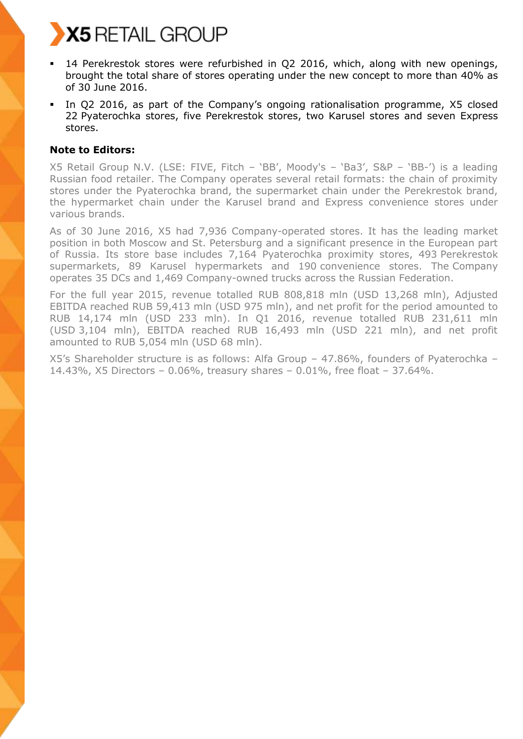- 14 Perekrestok stores were refurbished in Q2 2016, which, along with new openings, brought the total share of stores operating under the new concept to more than 40% as of 30 June 2016.
- In Q2 2016, as part of the Company's ongoing rationalisation programme, X5 closed 22 Pyaterochka stores, five Perekrestok stores, two Karusel stores and seven Express stores.

**Note to Editors:**

X5 Retail Group N.V. (LSE: FIVE, Fitch – 'BB', Moody's – 'Ba3', S&P – 'BB-') is a leading Russian food retailer. The Company operates several retail formats: the chain of proximity stores under the Pyaterochka brand, the supermarket chain under the Perekrestok brand, the hypermarket chain under the Karusel brand and Express convenience stores under various brands.

As of 30 June 2016, X5 had 7,936 Company-operated stores. It has the leading market position in both Moscow and St. Petersburg and a significant presence in the European part of Russia. Its store base includes 7,164 Pyaterochka proximity stores, 493 Perekrestok supermarkets, 89 Karusel hypermarkets and 190 convenience stores. The Company operates 35 DCs and 1,469 Company-owned trucks across the Russian Federation.

For the full year 2015, revenue totalled RUB 808,818 mln (USD 13,268 mln), Adjusted EBITDA reached RUB 59,413 mln (USD 975 mln), and net profit for the period amounted to RUB 14,174 mln (USD 233 mln). In Q1 2016, revenue totalled RUB 231,611 mln (USD 3,104 mln), EBITDA reached RUB 16,493 mln (USD 221 mln), and net profit amounted to RUB 5,054 mln (USD 68 mln).

X5's Shareholder structure is as follows: Alfa Group – 47.86%, founders of Pyaterochka – 14.43%, X5 Directors – 0.06%, treasury shares – 0.01%, free float – 37.64%.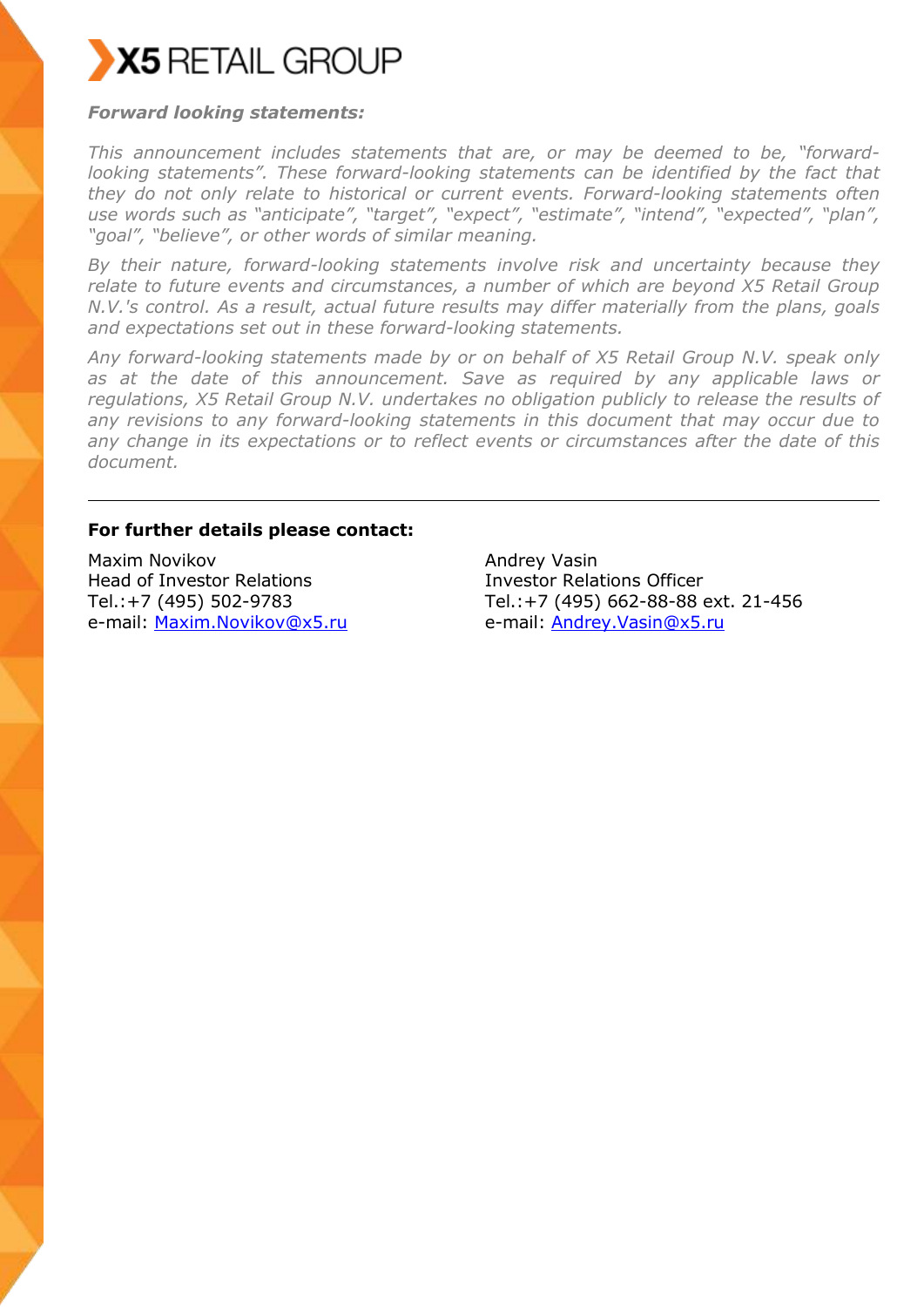***Forward looking statements:***

*This announcement includes statements that are, or may be deemed to be, "forward-looking statements". These forward-looking statements can be identified by the fact that they do not only relate to historical or current events. Forward-looking statements often use words such as "anticipate", "target", "expect", "estimate", "intend", "expected", "plan", "goal", "believe", or other words of similar meaning.*

*By their nature, forward-looking statements involve risk and uncertainty because they relate to future events and circumstances, a number of which are beyond X5 Retail Group N.V.'s control. As a result, actual future results may differ materially from the plans, goals and expectations set out in these forward-looking statements.*

*Any forward-looking statements made by or on behalf of X5 Retail Group N.V. speak only as at the date of this announcement. Save as required by any applicable laws or regulations, X5 Retail Group N.V. undertakes no obligation publicly to release the results of any revisions to any forward-looking statements in this document that may occur due to any change in its expectations or to reflect events or circumstances after the date of this document.*

---

**For further details please contact:**

Maxim Novikov
Head of Investor Relations
Tel.:+7 (495) 502-9783
e-mail: Maxim.Novikov@x5.ru

Andrey Vasin
Investor Relations Officer
Tel.:+7 (495) 662-88-88 ext. 21-456
e-mail: Andrey.Vasin@x5.ru